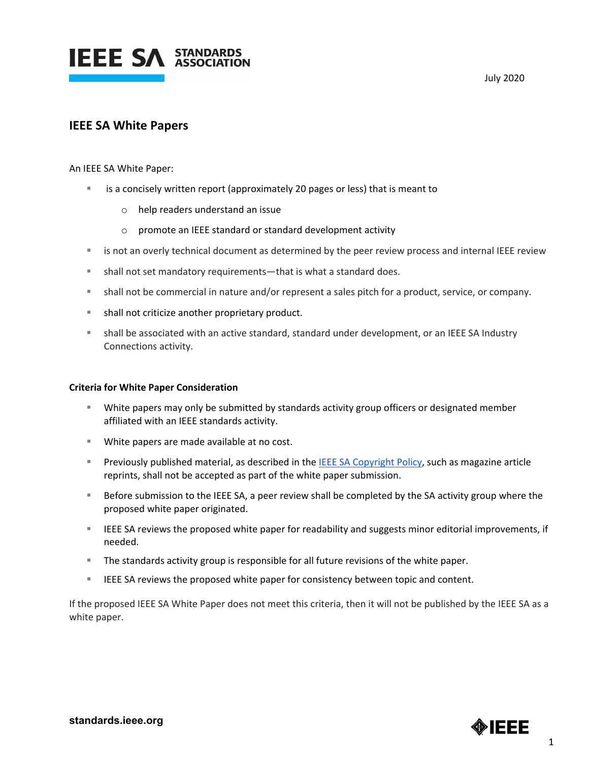July 2020

## IEEE SA White Papers

An IEEE SA White Paper:

- is a concisely written report (approximately 20 pages or less) that is meant to
  - help readers understand an issue
  - promote an IEEE standard or standard development activity
- is not an overly technical document as determined by the peer review process and internal IEEE review
- shall not set mandatory requirements—that is what a standard does.
- shall not be commercial in nature and/or represent a sales pitch for a product, service, or company.
- shall not criticize another proprietary product.
- shall be associated with an active standard, standard under development, or an IEEE SA Industry Connections activity.

**Criteria for White Paper Consideration**

- White papers may only be submitted by standards activity group officers or designated member affiliated with an IEEE standards activity.
- White papers are made available at no cost.
- Previously published material, as described in the IEEE SA Copyright Policy, such as magazine article reprints, shall not be accepted as part of the white paper submission.
- Before submission to the IEEE SA, a peer review shall be completed by the SA activity group where the proposed white paper originated.
- IEEE SA reviews the proposed white paper for readability and suggests minor editorial improvements, if needed.
- The standards activity group is responsible for all future revisions of the white paper.
- IEEE SA reviews the proposed white paper for consistency between topic and content.

If the proposed IEEE SA White Paper does not meet this criteria, then it will not be published by the IEEE SA as a white paper.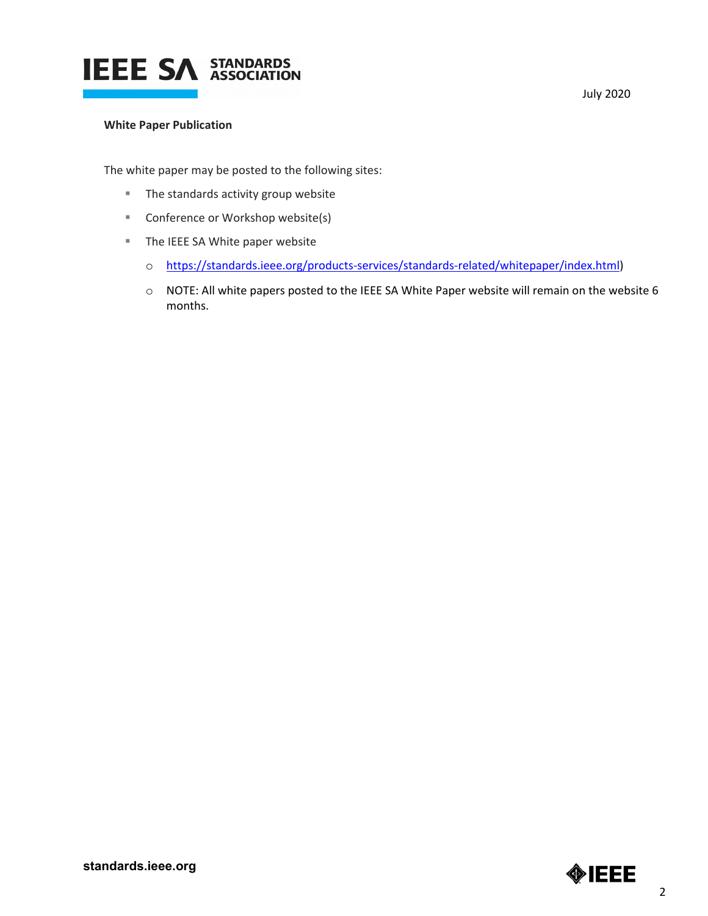**White Paper Publication**

The white paper may be posted to the following sites:

- The standards activity group website
- Conference or Workshop website(s)
- The IEEE SA White paper website
  - https://standards.ieee.org/products-services/standards-related/whitepaper/index.html)
  - NOTE: All white papers posted to the IEEE SA White Paper website will remain on the website 6 months.